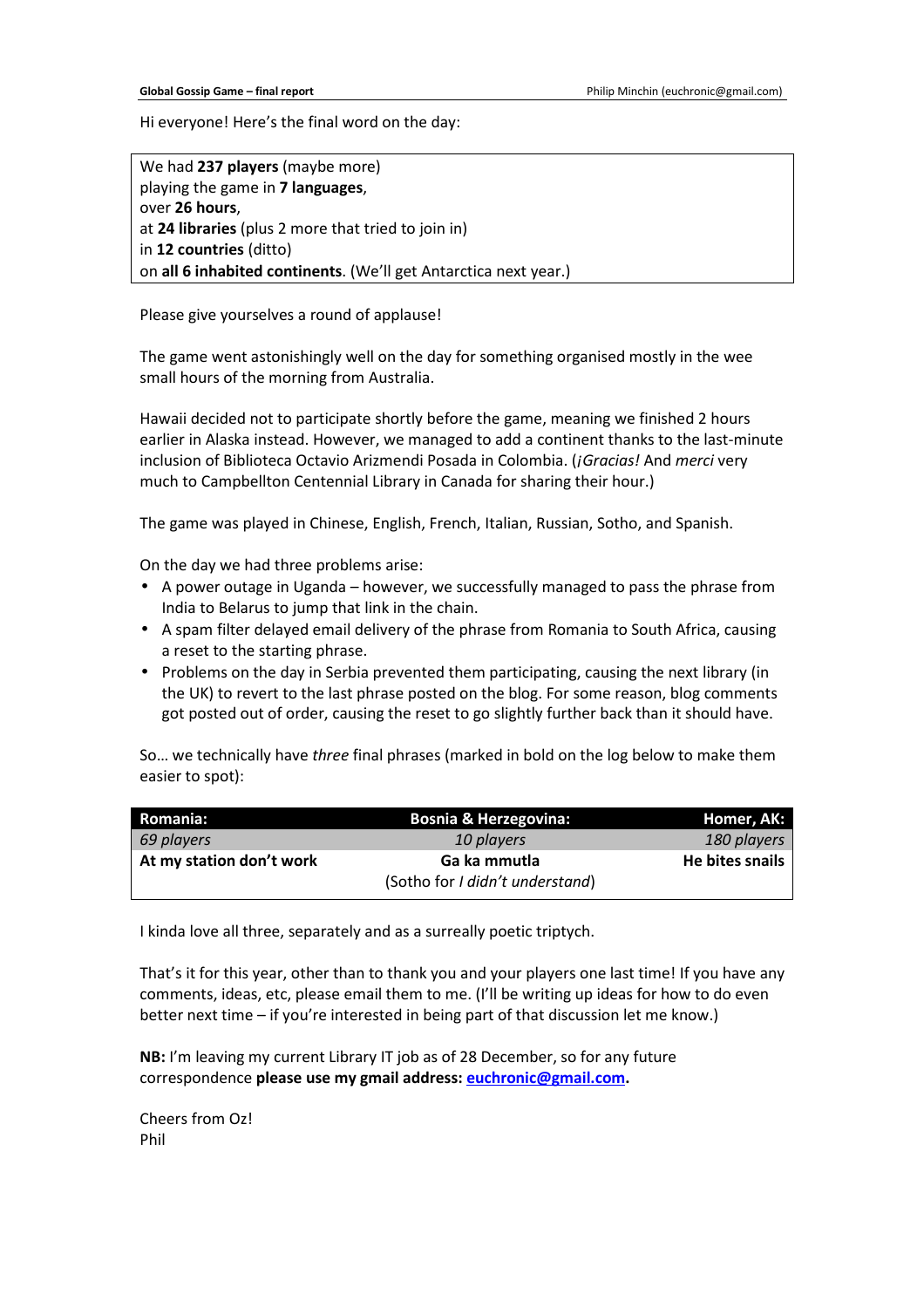Hi everyone! Here's the final word on the day:

We had **237 players** (maybe more)
playing the game in **7 languages**,
over **26 hours**,
at **24 libraries** (plus 2 more that tried to join in)
in **12 countries** (ditto)
on **all 6 inhabited continents**. (We'll get Antarctica next year.)

Please give yourselves a round of applause!

The game went astonishingly well on the day for something organised mostly in the wee small hours of the morning from Australia.

Hawaii decided not to participate shortly before the game, meaning we finished 2 hours earlier in Alaska instead. However, we managed to add a continent thanks to the last-minute inclusion of Biblioteca Octavio Arizmendi Posada in Colombia. (*¡Gracias!* And *merci* very much to Campbellton Centennial Library in Canada for sharing their hour.)

The game was played in Chinese, English, French, Italian, Russian, Sotho, and Spanish.

On the day we had three problems arise:

- A power outage in Uganda – however, we successfully managed to pass the phrase from India to Belarus to jump that link in the chain.
- A spam filter delayed email delivery of the phrase from Romania to South Africa, causing a reset to the starting phrase.
- Problems on the day in Serbia prevented them participating, causing the next library (in the UK) to revert to the last phrase posted on the blog. For some reason, blog comments got posted out of order, causing the reset to go slightly further back than it should have.

So… we technically have *three* final phrases (marked in bold on the log below to make them easier to spot):

| Romania: | Bosnia & Herzegovina: | Homer, AK: |
|---|---|---|
| *69 players* | *10 players* | *180 players* |
| **At my station don't work** | **Ga ka mmutla** (Sotho for *I didn't understand*) | **He bites snails** |

I kinda love all three, separately and as a surreally poetic triptych.

That's it for this year, other than to thank you and your players one last time! If you have any comments, ideas, etc, please email them to me. (I'll be writing up ideas for how to do even better next time – if you're interested in being part of that discussion let me know.)

**NB:** I'm leaving my current Library IT job as of 28 December, so for any future correspondence **please use my gmail address: euchronic@gmail.com.**

Cheers from Oz!
Phil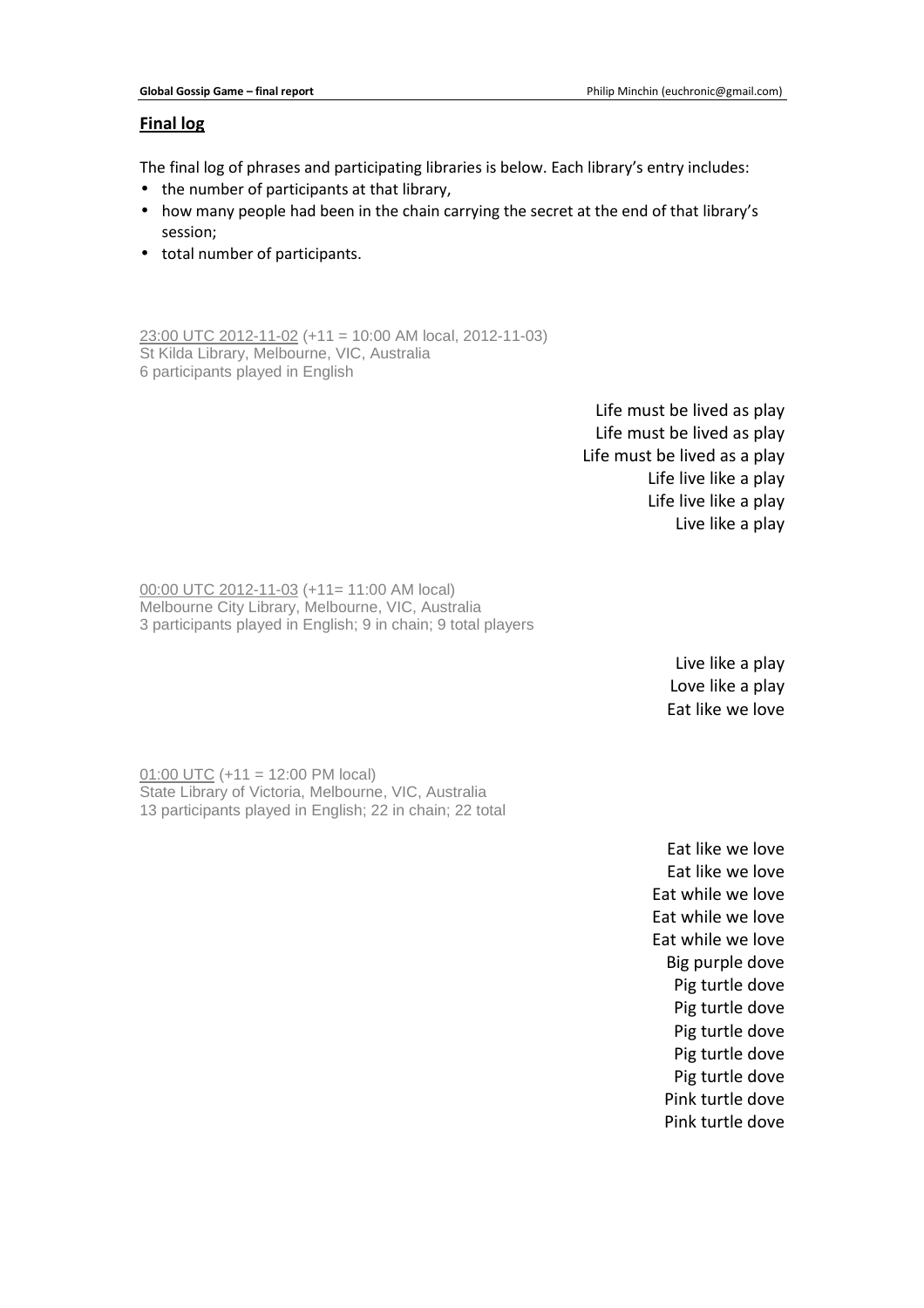## Final log

The final log of phrases and participating libraries is below. Each library's entry includes:

- the number of participants at that library,
- how many people had been in the chain carrying the secret at the end of that library's session;
- total number of participants.

23:00 UTC 2012-11-02 (+11 = 10:00 AM local, 2012-11-03)
St Kilda Library, Melbourne, VIC, Australia
6 participants played in English

Life must be lived as play
Life must be lived as play
Life must be lived as a play
Life live like a play
Life live like a play
Live like a play

00:00 UTC 2012-11-03 (+11= 11:00 AM local)
Melbourne City Library, Melbourne, VIC, Australia
3 participants played in English; 9 in chain; 9 total players

Live like a play
Love like a play
Eat like we love

01:00 UTC (+11 = 12:00 PM local)
State Library of Victoria, Melbourne, VIC, Australia
13 participants played in English; 22 in chain; 22 total

Eat like we love
Eat like we love
Eat while we love
Eat while we love
Eat while we love
Big purple dove
Pig turtle dove
Pig turtle dove
Pig turtle dove
Pig turtle dove
Pig turtle dove
Pink turtle dove
Pink turtle dove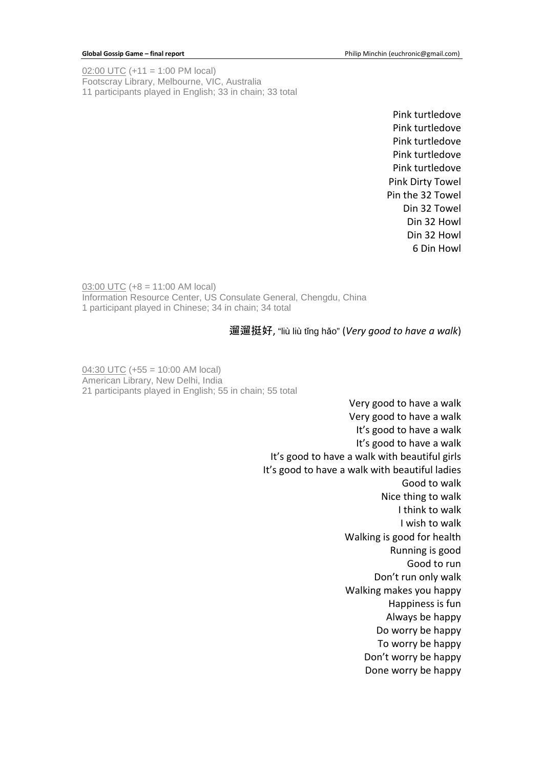02:00 UTC (+11 = 1:00 PM local)
Footscray Library, Melbourne, VIC, Australia
11 participants played in English; 33 in chain; 33 total

Pink turtledove
Pink turtledove
Pink turtledove
Pink turtledove
Pink turtledove
Pink Dirty Towel
Pin the 32 Towel
Din 32 Towel
Din 32 Howl
Din 32 Howl
6 Din Howl

03:00 UTC (+8 = 11:00 AM local)
Information Resource Center, US Consulate General, Chengdu, China
1 participant played in Chinese; 34 in chain; 34 total

遛遛挺好, "liù liù tǐng hǎo" (*Very good to have a walk*)

04:30 UTC (+55 = 10:00 AM local)
American Library, New Delhi, India
21 participants played in English; 55 in chain; 55 total

Very good to have a walk
Very good to have a walk
It's good to have a walk
It's good to have a walk
It's good to have a walk with beautiful girls
It's good to have a walk with beautiful ladies
Good to walk
Nice thing to walk
I think to walk
I wish to walk
Walking is good for health
Running is good
Good to run
Don't run only walk
Walking makes you happy
Happiness is fun
Always be happy
Do worry be happy
To worry be happy
Don't worry be happy
Done worry be happy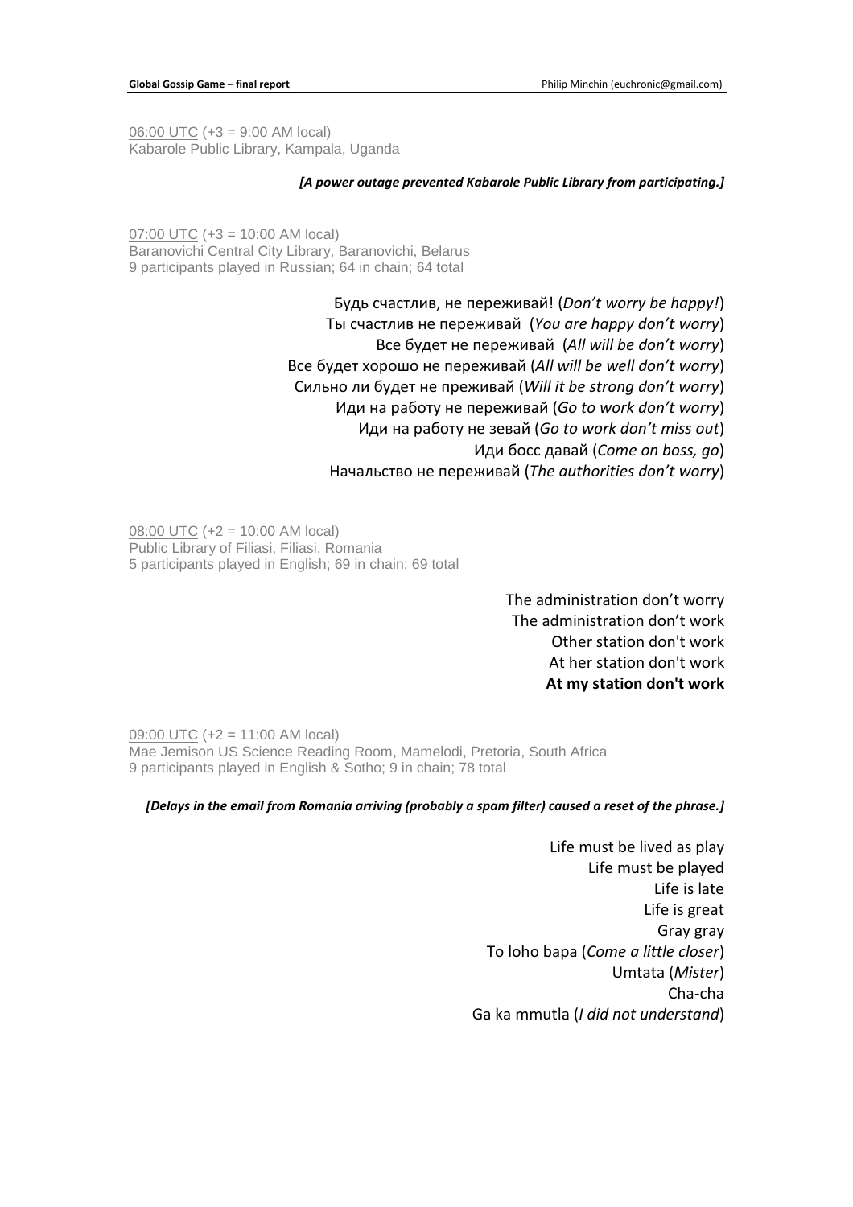06:00 UTC (+3 = 9:00 AM local)
Kabarole Public Library, Kampala, Uganda

***[A power outage prevented Kabarole Public Library from participating.]***

07:00 UTC (+3 = 10:00 AM local)
Baranovichi Central City Library, Baranovichi, Belarus
9 participants played in Russian; 64 in chain; 64 total

Будь счастлив, не переживай! (*Don't worry be happy!*)
Ты счастлив не переживай (*You are happy don't worry*)
Все будет не переживай (*All will be don't worry*)
Все будет хорошо не переживай (*All will be well don't worry*)
Сильно ли будет не преживай (*Will it be strong don't worry*)
Иди на работу не переживай (*Go to work don't worry*)
Иди на работу не зевай (*Go to work don't miss out*)
Иди босс давай (*Come on boss, go*)
Начальство не переживай (*The authorities don't worry*)

08:00 UTC (+2 = 10:00 AM local)
Public Library of Filiasi, Filiasi, Romania
5 participants played in English; 69 in chain; 69 total

The administration don't worry
The administration don't work
Other station don't work
At her station don't work
**At my station don't work**

09:00 UTC (+2 = 11:00 AM local)
Mae Jemison US Science Reading Room, Mamelodi, Pretoria, South Africa
9 participants played in English & Sotho; 9 in chain; 78 total

***[Delays in the email from Romania arriving (probably a spam filter) caused a reset of the phrase.]***

Life must be lived as play
Life must be played
Life is late
Life is great
Gray gray
To loho bapa (*Come a little closer*)
Umtata (*Mister*)
Cha-cha
Ga ka mmutla (*I did not understand*)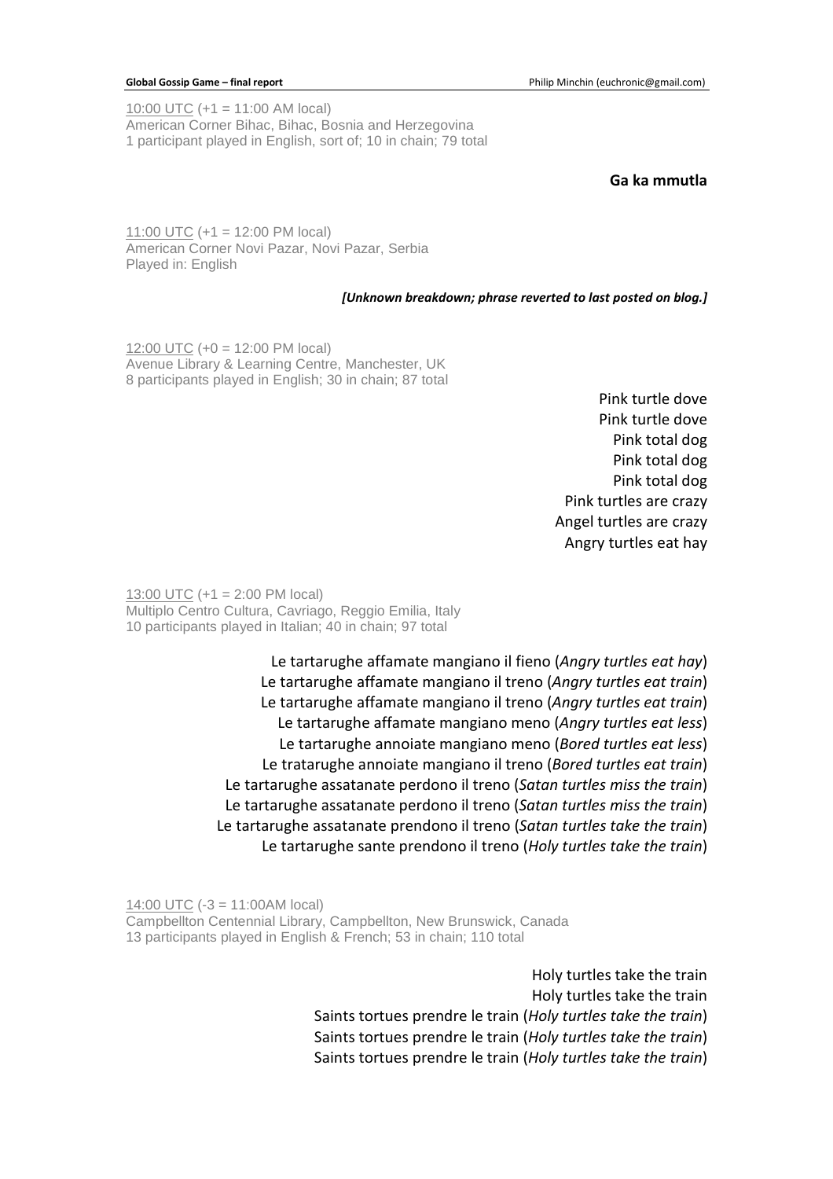10:00 UTC (+1 = 11:00 AM local)
American Corner Bihac, Bihac, Bosnia and Herzegovina
1 participant played in English, sort of; 10 in chain; 79 total

**Ga ka mmutla**

11:00 UTC (+1 = 12:00 PM local)
American Corner Novi Pazar, Novi Pazar, Serbia
Played in: English

***[Unknown breakdown; phrase reverted to last posted on blog.]***

12:00 UTC (+0 = 12:00 PM local)
Avenue Library & Learning Centre, Manchester, UK
8 participants played in English; 30 in chain; 87 total

Pink turtle dove
Pink turtle dove
Pink total dog
Pink total dog
Pink total dog
Pink turtles are crazy
Angel turtles are crazy
Angry turtles eat hay

13:00 UTC (+1 = 2:00 PM local)
Multiplo Centro Cultura, Cavriago, Reggio Emilia, Italy
10 participants played in Italian; 40 in chain; 97 total

Le tartarughe affamate mangiano il fieno (*Angry turtles eat hay*)
Le tartarughe affamate mangiano il treno (*Angry turtles eat train*)
Le tartarughe affamate mangiano il treno (*Angry turtles eat train*)
Le tartarughe affamate mangiano meno (*Angry turtles eat less*)
Le tartarughe annoiate mangiano meno (*Bored turtles eat less*)
Le tratarughe annoiate mangiano il treno (*Bored turtles eat train*)
Le tartarughe assatanate perdono il treno (*Satan turtles miss the train*)
Le tartarughe assatanate perdono il treno (*Satan turtles miss the train*)
Le tartarughe assatanate prendono il treno (*Satan turtles take the train*)
Le tartarughe sante prendono il treno (*Holy turtles take the train*)

14:00 UTC (-3 = 11:00AM local)
Campbellton Centennial Library, Campbellton, New Brunswick, Canada
13 participants played in English & French; 53 in chain; 110 total

Holy turtles take the train
Holy turtles take the train
Saints tortues prendre le train (*Holy turtles take the train*)
Saints tortues prendre le train (*Holy turtles take the train*)
Saints tortues prendre le train (*Holy turtles take the train*)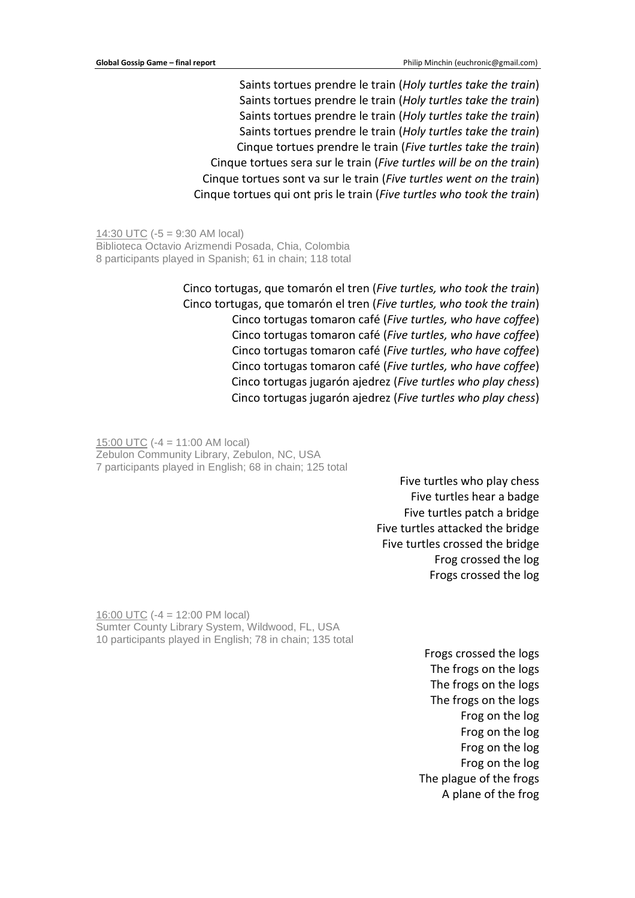Saints tortues prendre le train (*Holy turtles take the train*)
Saints tortues prendre le train (*Holy turtles take the train*)
Saints tortues prendre le train (*Holy turtles take the train*)
Saints tortues prendre le train (*Holy turtles take the train*)
Cinque tortues prendre le train (*Five turtles take the train*)
Cinque tortues sera sur le train (*Five turtles will be on the train*)
Cinque tortues sont va sur le train (*Five turtles went on the train*)
Cinque tortues qui ont pris le train (*Five turtles who took the train*)

14:30 UTC (-5 = 9:30 AM local)
Biblioteca Octavio Arizmendi Posada, Chia, Colombia
8 participants played in Spanish; 61 in chain; 118 total

Cinco tortugas, que tomarón el tren (*Five turtles, who took the train*)
Cinco tortugas, que tomarón el tren (*Five turtles, who took the train*)
Cinco tortugas tomaron café (*Five turtles, who have coffee*)
Cinco tortugas tomaron café (*Five turtles, who have coffee*)
Cinco tortugas tomaron café (*Five turtles, who have coffee*)
Cinco tortugas tomaron café (*Five turtles, who have coffee*)
Cinco tortugas jugarón ajedrez (*Five turtles who play chess*)
Cinco tortugas jugarón ajedrez (*Five turtles who play chess*)

15:00 UTC (-4 = 11:00 AM local)
Zebulon Community Library, Zebulon, NC, USA
7 participants played in English; 68 in chain; 125 total

Five turtles who play chess
Five turtles hear a badge
Five turtles patch a bridge
Five turtles attacked the bridge
Five turtles crossed the bridge
Frog crossed the log
Frogs crossed the log

16:00 UTC (-4 = 12:00 PM local)
Sumter County Library System, Wildwood, FL, USA
10 participants played in English; 78 in chain; 135 total

Frogs crossed the logs
The frogs on the logs
The frogs on the logs
The frogs on the logs
Frog on the log
Frog on the log
Frog on the log
Frog on the log
The plague of the frogs
A plane of the frog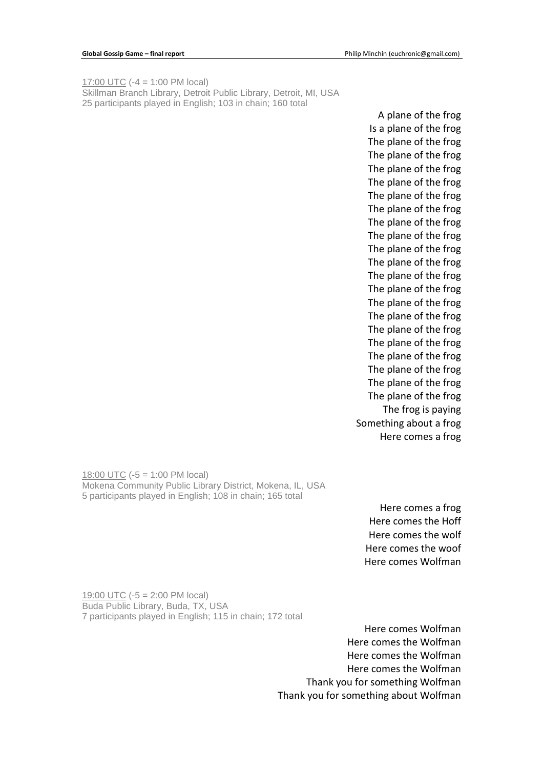17:00 UTC (-4 = 1:00 PM local)
Skillman Branch Library, Detroit Public Library, Detroit, MI, USA
25 participants played in English; 103 in chain; 160 total

A plane of the frog
Is a plane of the frog
The plane of the frog
The plane of the frog
The plane of the frog
The plane of the frog
The plane of the frog
The plane of the frog
The plane of the frog
The plane of the frog
The plane of the frog
The plane of the frog
The plane of the frog
The plane of the frog
The plane of the frog
The plane of the frog
The plane of the frog
The plane of the frog
The plane of the frog
The plane of the frog
The plane of the frog
The plane of the frog
The frog is paying
Something about a frog
Here comes a frog

18:00 UTC (-5 = 1:00 PM local)
Mokena Community Public Library District, Mokena, IL, USA
5 participants played in English; 108 in chain; 165 total

Here comes a frog
Here comes the Hoff
Here comes the wolf
Here comes the woof
Here comes Wolfman

19:00 UTC (-5 = 2:00 PM local)
Buda Public Library, Buda, TX, USA
7 participants played in English; 115 in chain; 172 total

Here comes Wolfman
Here comes the Wolfman
Here comes the Wolfman
Here comes the Wolfman
Thank you for something Wolfman
Thank you for something about Wolfman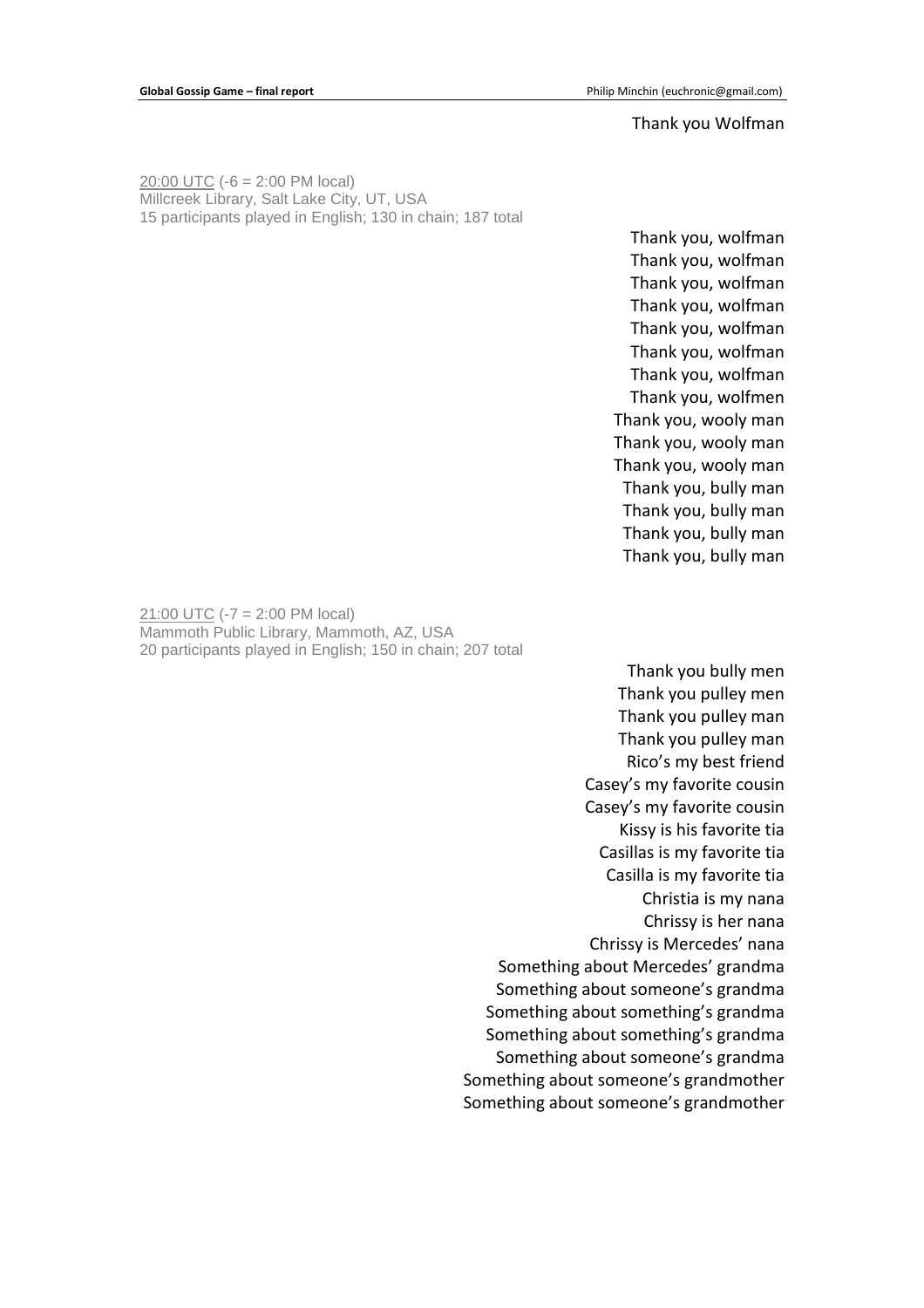Thank you Wolfman

20:00 UTC (-6 = 2:00 PM local)
Millcreek Library, Salt Lake City, UT, USA
15 participants played in English; 130 in chain; 187 total

Thank you, wolfman
Thank you, wolfman
Thank you, wolfman
Thank you, wolfman
Thank you, wolfman
Thank you, wolfman
Thank you, wolfman
Thank you, wolfmen
Thank you, wooly man
Thank you, wooly man
Thank you, wooly man
Thank you, bully man
Thank you, bully man
Thank you, bully man
Thank you, bully man

21:00 UTC (-7 = 2:00 PM local)
Mammoth Public Library, Mammoth, AZ, USA
20 participants played in English; 150 in chain; 207 total

Thank you bully men
Thank you pulley men
Thank you pulley man
Thank you pulley man
Rico's my best friend
Casey's my favorite cousin
Casey's my favorite cousin
Kissy is his favorite tia
Casillas is my favorite tia
Casilla is my favorite tia
Christia is my nana
Chrissy is her nana
Chrissy is Mercedes' nana
Something about Mercedes' grandma
Something about someone's grandma
Something about something's grandma
Something about something's grandma
Something about someone's grandma
Something about someone's grandmother
Something about someone's grandmother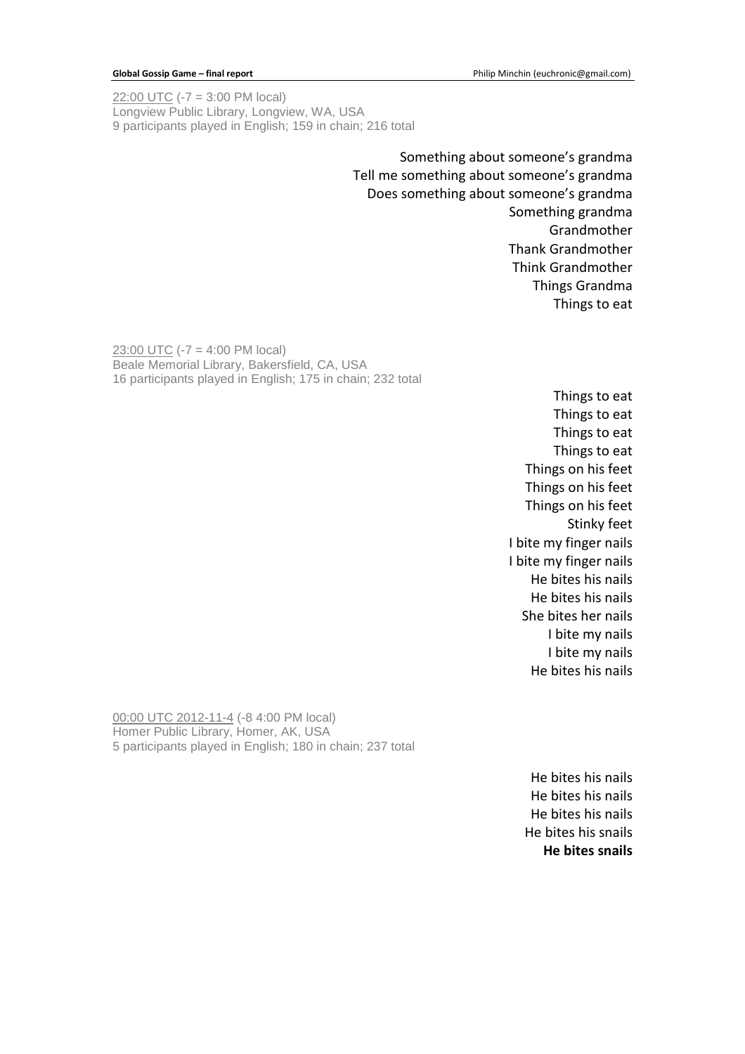22:00 UTC (-7 = 3:00 PM local)
Longview Public Library, Longview, WA, USA
9 participants played in English; 159 in chain; 216 total

Something about someone's grandma
Tell me something about someone's grandma
Does something about someone's grandma
Something grandma
Grandmother
Thank Grandmother
Think Grandmother
Things Grandma
Things to eat

23:00 UTC (-7 = 4:00 PM local)
Beale Memorial Library, Bakersfield, CA, USA
16 participants played in English; 175 in chain; 232 total

Things to eat
Things to eat
Things to eat
Things to eat
Things on his feet
Things on his feet
Things on his feet
Stinky feet
I bite my finger nails
I bite my finger nails
He bites his nails
He bites his nails
She bites her nails
I bite my nails
I bite my nails
He bites his nails

00:00 UTC 2012-11-4 (-8 4:00 PM local)
Homer Public Library, Homer, AK, USA
5 participants played in English; 180 in chain; 237 total

He bites his nails
He bites his nails
He bites his nails
He bites his snails
**He bites snails**